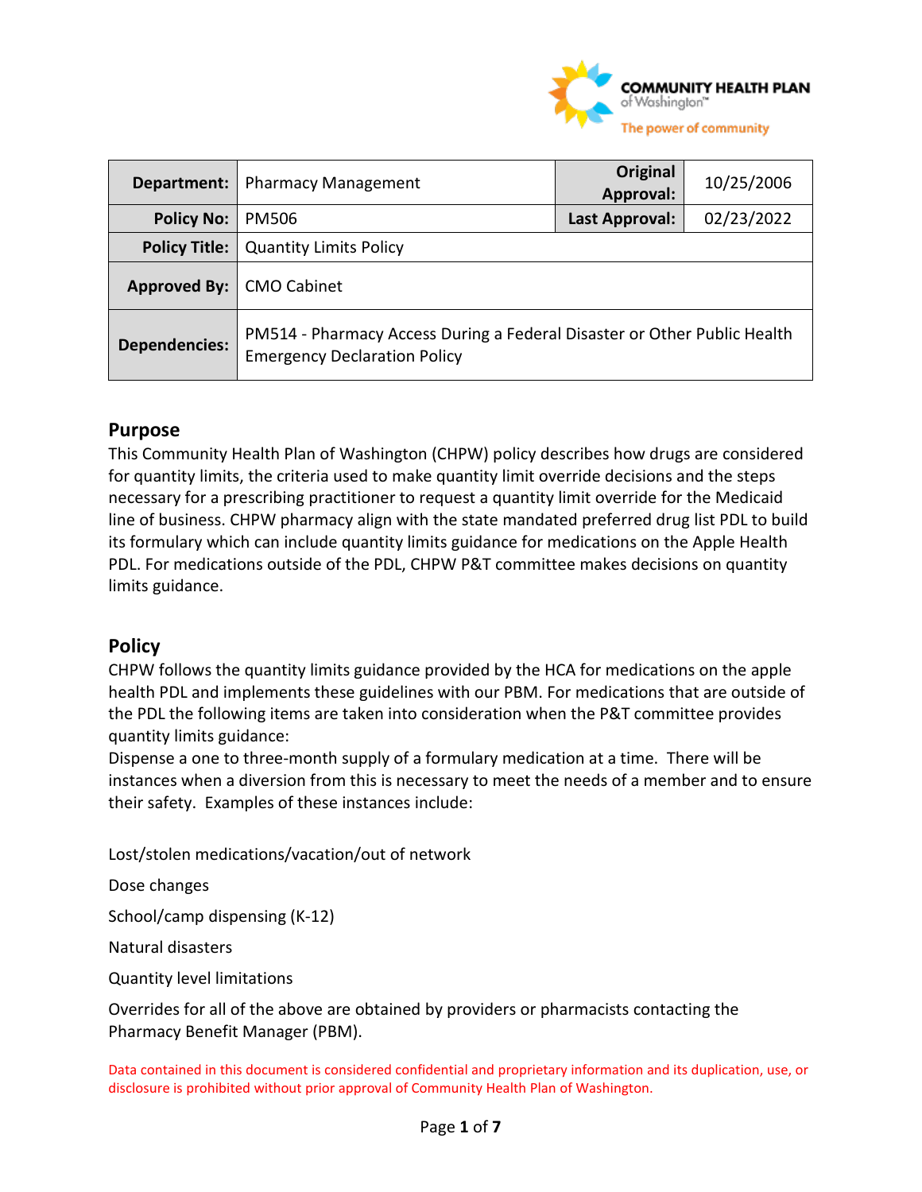| Department: | Pharmacy Management | Original Approval: | 10/25/2006 |
|---|---|---|---|
| Policy No: | PM506 | Last Approval: | 02/23/2022 |
| Policy Title: | Quantity Limits Policy | | |
| Approved By: | CMO Cabinet | | |
| Dependencies: | PM514 - Pharmacy Access During a Federal Disaster or Other Public Health Emergency Declaration Policy | | |

## Purpose

This Community Health Plan of Washington (CHPW) policy describes how drugs are considered for quantity limits, the criteria used to make quantity limit override decisions and the steps necessary for a prescribing practitioner to request a quantity limit override for the Medicaid line of business. CHPW pharmacy align with the state mandated preferred drug list PDL to build its formulary which can include quantity limits guidance for medications on the Apple Health PDL. For medications outside of the PDL, CHPW P&T committee makes decisions on quantity limits guidance.

## Policy

CHPW follows the quantity limits guidance provided by the HCA for medications on the apple health PDL and implements these guidelines with our PBM. For medications that are outside of the PDL the following items are taken into consideration when the P&T committee provides quantity limits guidance:

Dispense a one to three-month supply of a formulary medication at a time. There will be instances when a diversion from this is necessary to meet the needs of a member and to ensure their safety. Examples of these instances include:

Lost/stolen medications/vacation/out of network

Dose changes

School/camp dispensing (K-12)

Natural disasters

Quantity level limitations

Overrides for all of the above are obtained by providers or pharmacists contacting the Pharmacy Benefit Manager (PBM).

Data contained in this document is considered confidential and proprietary information and its duplication, use, or disclosure is prohibited without prior approval of Community Health Plan of Washington.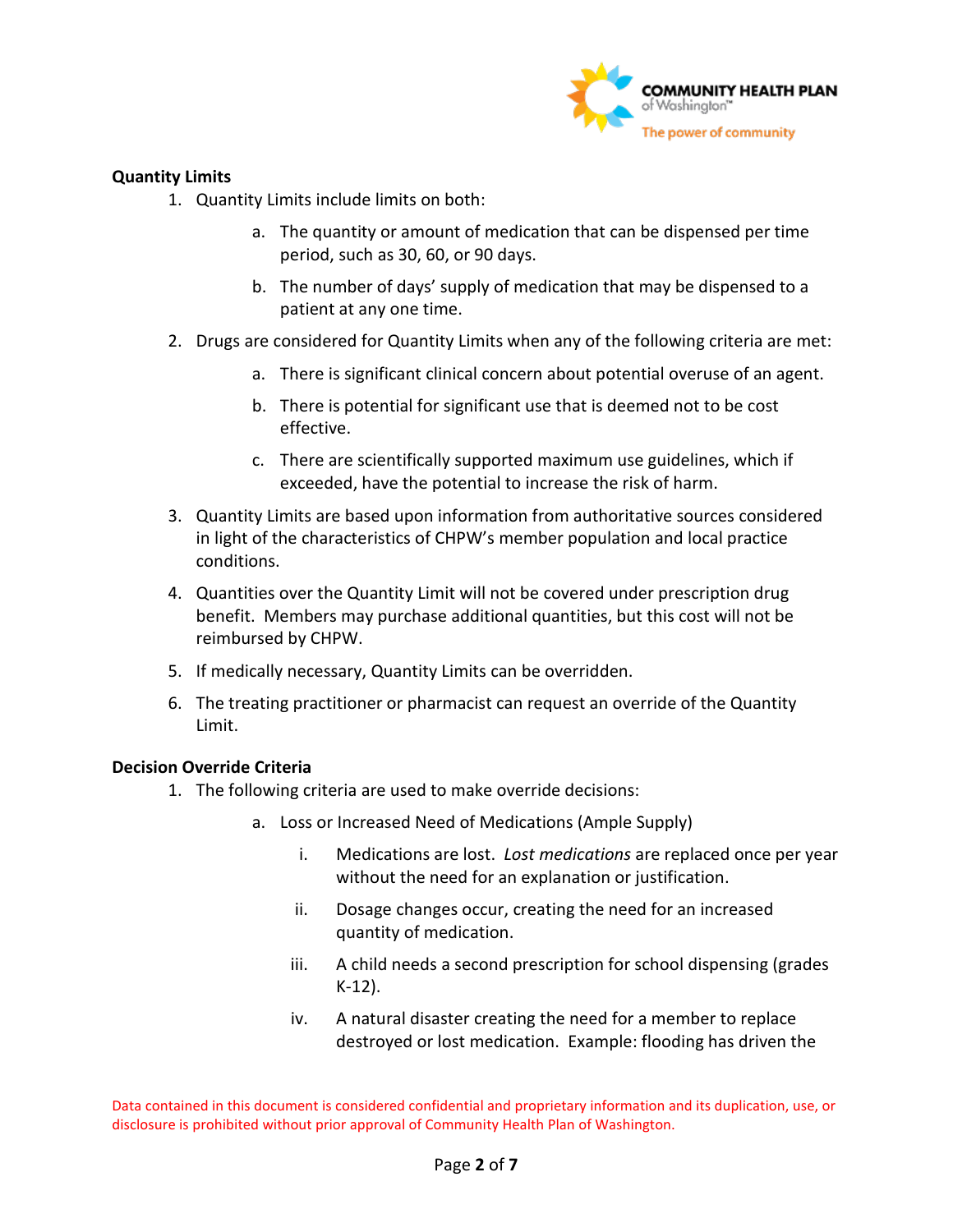**Quantity Limits**

1. Quantity Limits include limits on both:
    a. The quantity or amount of medication that can be dispensed per time period, such as 30, 60, or 90 days.
    b. The number of days' supply of medication that may be dispensed to a patient at any one time.
2. Drugs are considered for Quantity Limits when any of the following criteria are met:
    a. There is significant clinical concern about potential overuse of an agent.
    b. There is potential for significant use that is deemed not to be cost effective.
    c. There are scientifically supported maximum use guidelines, which if exceeded, have the potential to increase the risk of harm.
3. Quantity Limits are based upon information from authoritative sources considered in light of the characteristics of CHPW's member population and local practice conditions.
4. Quantities over the Quantity Limit will not be covered under prescription drug benefit. Members may purchase additional quantities, but this cost will not be reimbursed by CHPW.
5. If medically necessary, Quantity Limits can be overridden.
6. The treating practitioner or pharmacist can request an override of the Quantity Limit.

**Decision Override Criteria**

1. The following criteria are used to make override decisions:
    a. Loss or Increased Need of Medications (Ample Supply)
        i. Medications are lost. *Lost medications* are replaced once per year without the need for an explanation or justification.
        ii. Dosage changes occur, creating the need for an increased quantity of medication.
        iii. A child needs a second prescription for school dispensing (grades K-12).
        iv. A natural disaster creating the need for a member to replace destroyed or lost medication. Example: flooding has driven the

Data contained in this document is considered confidential and proprietary information and its duplication, use, or disclosure is prohibited without prior approval of Community Health Plan of Washington.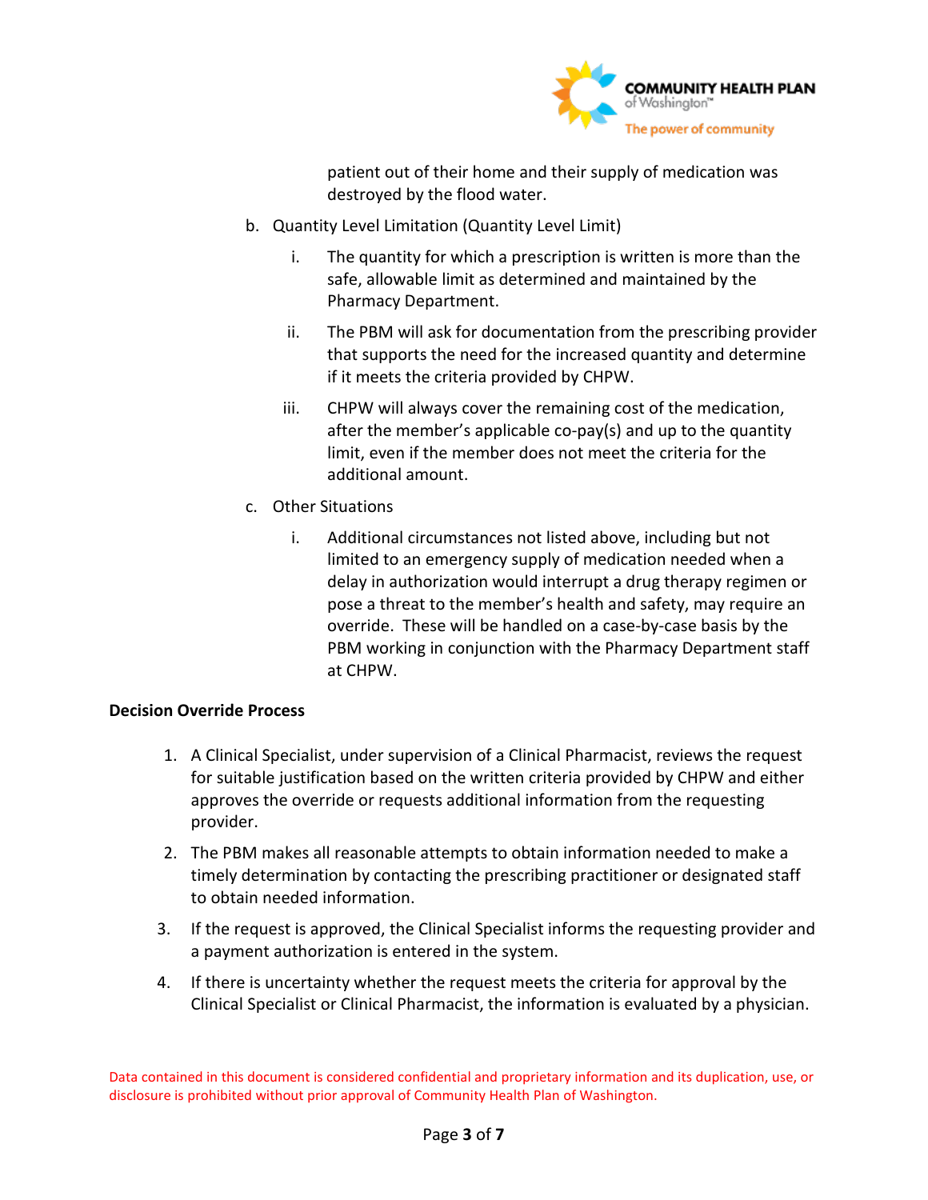patient out of their home and their supply of medication was destroyed by the flood water.

b. Quantity Level Limitation (Quantity Level Limit)

   i. The quantity for which a prescription is written is more than the safe, allowable limit as determined and maintained by the Pharmacy Department.

   ii. The PBM will ask for documentation from the prescribing provider that supports the need for the increased quantity and determine if it meets the criteria provided by CHPW.

   iii. CHPW will always cover the remaining cost of the medication, after the member's applicable co-pay(s) and up to the quantity limit, even if the member does not meet the criteria for the additional amount.

c. Other Situations

   i. Additional circumstances not listed above, including but not limited to an emergency supply of medication needed when a delay in authorization would interrupt a drug therapy regimen or pose a threat to the member's health and safety, may require an override. These will be handled on a case-by-case basis by the PBM working in conjunction with the Pharmacy Department staff at CHPW.

**Decision Override Process**

1. A Clinical Specialist, under supervision of a Clinical Pharmacist, reviews the request for suitable justification based on the written criteria provided by CHPW and either approves the override or requests additional information from the requesting provider.
2. The PBM makes all reasonable attempts to obtain information needed to make a timely determination by contacting the prescribing practitioner or designated staff to obtain needed information.
3. If the request is approved, the Clinical Specialist informs the requesting provider and a payment authorization is entered in the system.
4. If there is uncertainty whether the request meets the criteria for approval by the Clinical Specialist or Clinical Pharmacist, the information is evaluated by a physician.

Data contained in this document is considered confidential and proprietary information and its duplication, use, or disclosure is prohibited without prior approval of Community Health Plan of Washington.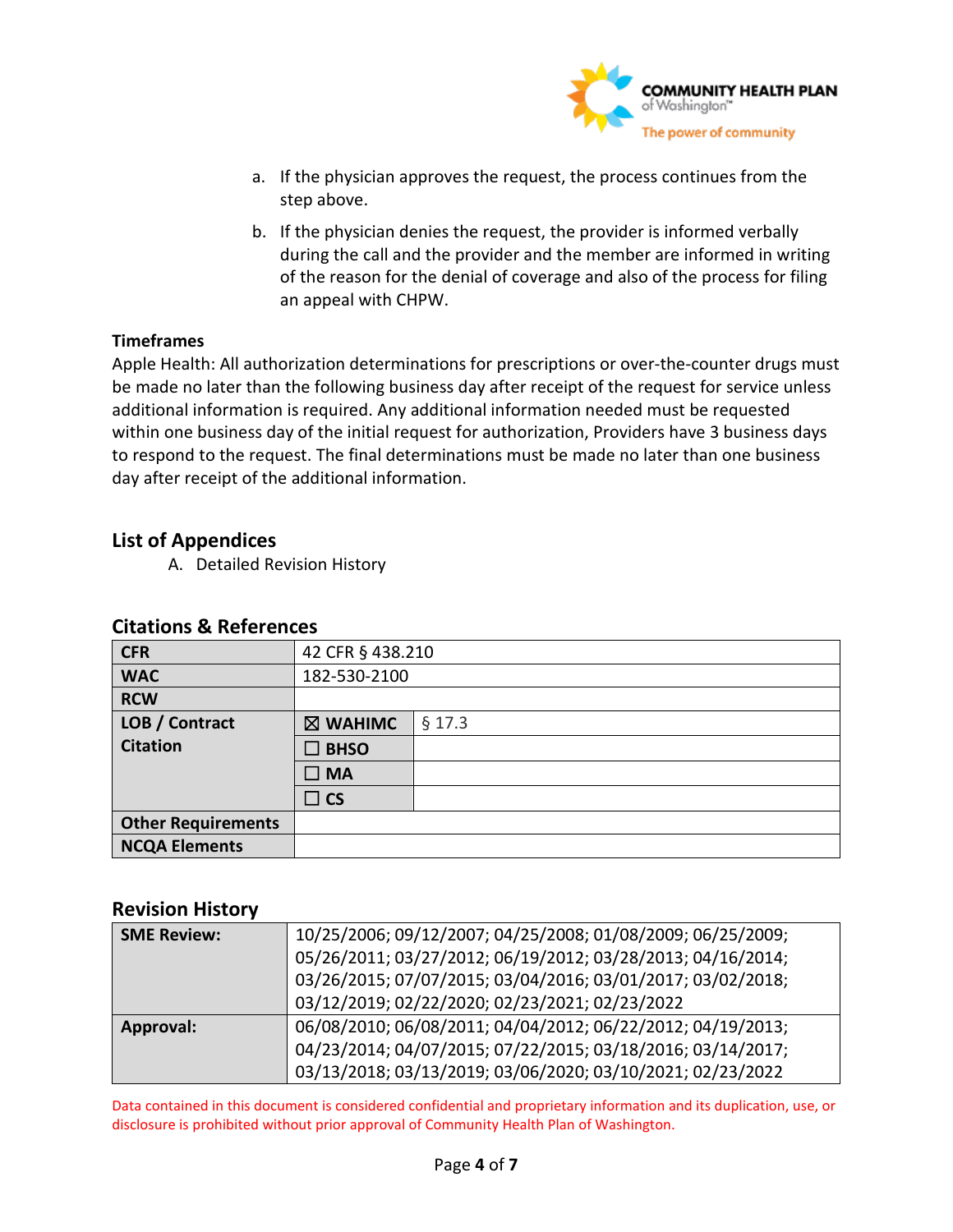a. If the physician approves the request, the process continues from the step above.

b. If the physician denies the request, the provider is informed verbally during the call and the provider and the member are informed in writing of the reason for the denial of coverage and also of the process for filing an appeal with CHPW.

**Timeframes**

Apple Health: All authorization determinations for prescriptions or over-the-counter drugs must be made no later than the following business day after receipt of the request for service unless additional information is required. Any additional information needed must be requested within one business day of the initial request for authorization, Providers have 3 business days to respond to the request. The final determinations must be made no later than one business day after receipt of the additional information.

## List of Appendices

A. Detailed Revision History

## Citations & References

| | | |
|---|---|---|
| **CFR** | 42 CFR § 438.210 | |
| **WAC** | 182-530-2100 | |
| **RCW** | | |
| **LOB / Contract Citation** | ☒ **WAHIMC** | § 17.3 |
| | ☐ **BHSO** | |
| | ☐ **MA** | |
| | ☐ **CS** | |
| **Other Requirements** | | |
| **NCQA Elements** | | |

## Revision History

| | |
|---|---|
| **SME Review:** | 10/25/2006; 09/12/2007; 04/25/2008; 01/08/2009; 06/25/2009; 05/26/2011; 03/27/2012; 06/19/2012; 03/28/2013; 04/16/2014; 03/26/2015; 07/07/2015; 03/04/2016; 03/01/2017; 03/02/2018; 03/12/2019; 02/22/2020; 02/23/2021; 02/23/2022 |
| **Approval:** | 06/08/2010; 06/08/2011; 04/04/2012; 06/22/2012; 04/19/2013; 04/23/2014; 04/07/2015; 07/22/2015; 03/18/2016; 03/14/2017; 03/13/2018; 03/13/2019; 03/06/2020; 03/10/2021; 02/23/2022 |

Data contained in this document is considered confidential and proprietary information and its duplication, use, or disclosure is prohibited without prior approval of Community Health Plan of Washington.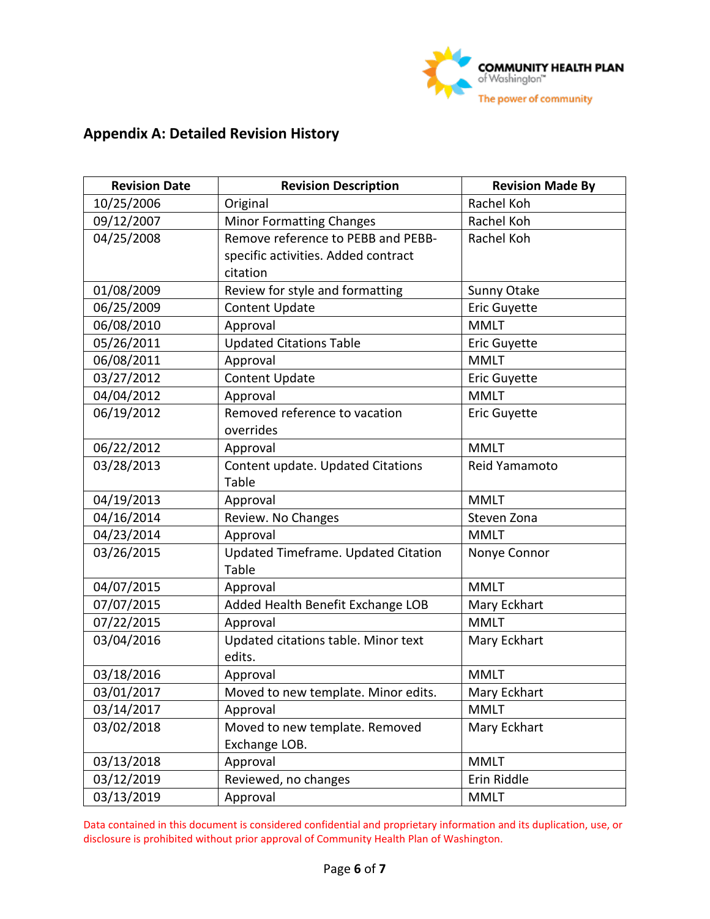## Appendix A: Detailed Revision History

| Revision Date | Revision Description | Revision Made By |
|---|---|---|
| 10/25/2006 | Original | Rachel Koh |
| 09/12/2007 | Minor Formatting Changes | Rachel Koh |
| 04/25/2008 | Remove reference to PEBB and PEBB-specific activities. Added contract citation | Rachel Koh |
| 01/08/2009 | Review for style and formatting | Sunny Otake |
| 06/25/2009 | Content Update | Eric Guyette |
| 06/08/2010 | Approval | MMLT |
| 05/26/2011 | Updated Citations Table | Eric Guyette |
| 06/08/2011 | Approval | MMLT |
| 03/27/2012 | Content Update | Eric Guyette |
| 04/04/2012 | Approval | MMLT |
| 06/19/2012 | Removed reference to vacation overrides | Eric Guyette |
| 06/22/2012 | Approval | MMLT |
| 03/28/2013 | Content update. Updated Citations Table | Reid Yamamoto |
| 04/19/2013 | Approval | MMLT |
| 04/16/2014 | Review. No Changes | Steven Zona |
| 04/23/2014 | Approval | MMLT |
| 03/26/2015 | Updated Timeframe. Updated Citation Table | Nonye Connor |
| 04/07/2015 | Approval | MMLT |
| 07/07/2015 | Added Health Benefit Exchange LOB | Mary Eckhart |
| 07/22/2015 | Approval | MMLT |
| 03/04/2016 | Updated citations table. Minor text edits. | Mary Eckhart |
| 03/18/2016 | Approval | MMLT |
| 03/01/2017 | Moved to new template. Minor edits. | Mary Eckhart |
| 03/14/2017 | Approval | MMLT |
| 03/02/2018 | Moved to new template. Removed Exchange LOB. | Mary Eckhart |
| 03/13/2018 | Approval | MMLT |
| 03/12/2019 | Reviewed, no changes | Erin Riddle |
| 03/13/2019 | Approval | MMLT |

Data contained in this document is considered confidential and proprietary information and its duplication, use, or disclosure is prohibited without prior approval of Community Health Plan of Washington.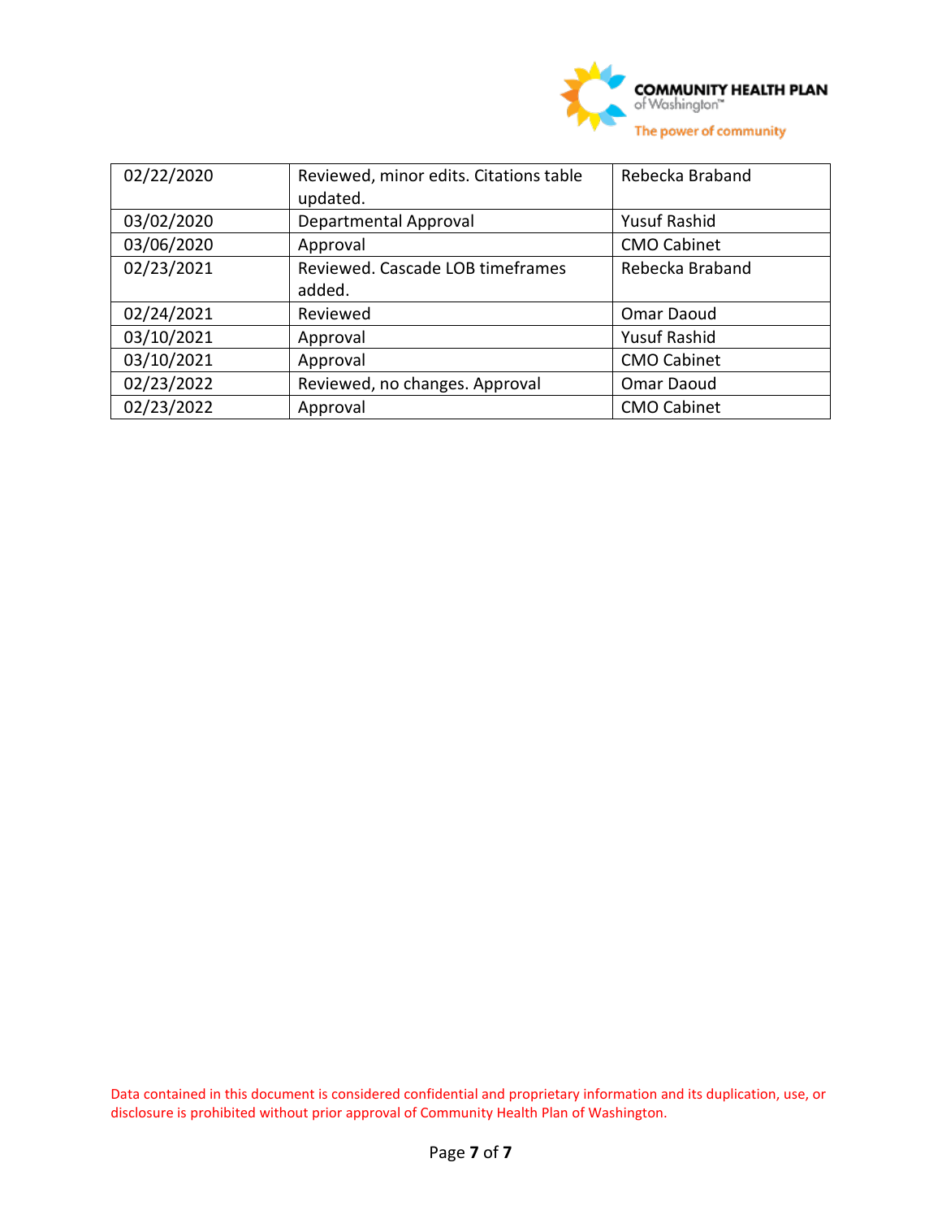| | | |
|---|---|---|
| 02/22/2020 | Reviewed, minor edits. Citations table updated. | Rebecka Braband |
| 03/02/2020 | Departmental Approval | Yusuf Rashid |
| 03/06/2020 | Approval | CMO Cabinet |
| 02/23/2021 | Reviewed. Cascade LOB timeframes added. | Rebecka Braband |
| 02/24/2021 | Reviewed | Omar Daoud |
| 03/10/2021 | Approval | Yusuf Rashid |
| 03/10/2021 | Approval | CMO Cabinet |
| 02/23/2022 | Reviewed, no changes. Approval | Omar Daoud |
| 02/23/2022 | Approval | CMO Cabinet |

Data contained in this document is considered confidential and proprietary information and its duplication, use, or disclosure is prohibited without prior approval of Community Health Plan of Washington.